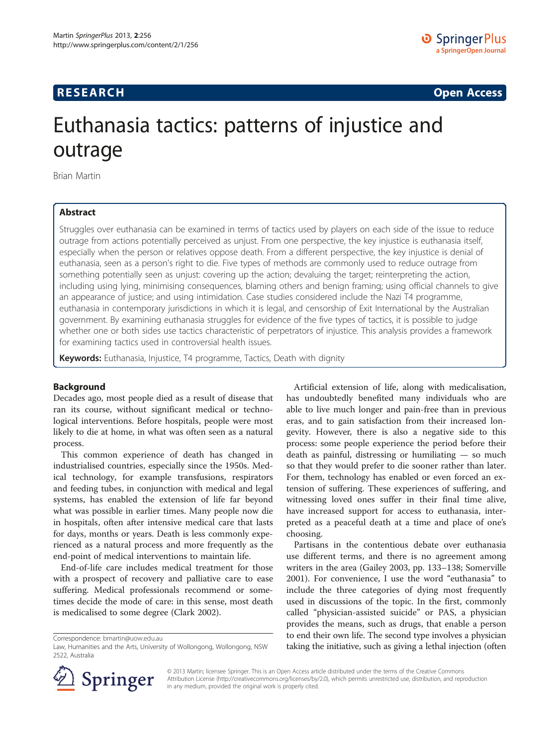RESEARCH Open Access

# Euthanasia tactics: patterns of injustice and outrage

Brian Martin

## Abstract

Struggles over euthanasia can be examined in terms of tactics used by players on each side of the issue to reduce outrage from actions potentially perceived as unjust. From one perspective, the key injustice is euthanasia itself, especially when the person or relatives oppose death. From a different perspective, the key injustice is denial of euthanasia, seen as a person's right to die. Five types of methods are commonly used to reduce outrage from something potentially seen as unjust: covering up the action; devaluing the target; reinterpreting the action, including using lying, minimising consequences, blaming others and benign framing; using official channels to give an appearance of justice; and using intimidation. Case studies considered include the Nazi T4 programme, euthanasia in contemporary jurisdictions in which it is legal, and censorship of Exit International by the Australian government. By examining euthanasia struggles for evidence of the five types of tactics, it is possible to judge whether one or both sides use tactics characteristic of perpetrators of injustice. This analysis provides a framework for examining tactics used in controversial health issues.

**Keywords:** Euthanasia, Injustice, T4 programme, Tactics, Death with dignity

## Background

Decades ago, most people died as a result of disease that ran its course, without significant medical or technological interventions. Before hospitals, people were most likely to die at home, in what was often seen as a natural process.

This common experience of death has changed in industrialised countries, especially since the 1950s. Medical technology, for example transfusions, respirators and feeding tubes, in conjunction with medical and legal systems, has enabled the extension of life far beyond what was possible in earlier times. Many people now die in hospitals, often after intensive medical care that lasts for days, months or years. Death is less commonly experienced as a natural process and more frequently as the end-point of medical interventions to maintain life.

End-of-life care includes medical treatment for those with a prospect of recovery and palliative care to ease suffering. Medical professionals recommend or sometimes decide the mode of care: in this sense, most death is medicalised to some degree (Clark 2002).

Artificial extension of life, along with medicalisation, has undoubtedly benefited many individuals who are able to live much longer and pain-free than in previous eras, and to gain satisfaction from their increased longevity. However, there is also a negative side to this process: some people experience the period before their death as painful, distressing or humiliating — so much so that they would prefer to die sooner rather than later. For them, technology has enabled or even forced an extension of suffering. These experiences of suffering, and witnessing loved ones suffer in their final time alive, have increased support for access to euthanasia, interpreted as a peaceful death at a time and place of one's choosing.

Partisans in the contentious debate over euthanasia use different terms, and there is no agreement among writers in the area (Gailey 2003, pp. 133–138; Somerville 2001). For convenience, I use the word "euthanasia" to include the three categories of dying most frequently used in discussions of the topic. In the first, commonly called "physician-assisted suicide" or PAS, a physician provides the means, such as drugs, that enable a person to end their own life. The second type involves a physician taking the initiative, such as giving a lethal injection (often

Correspondence: bmartin@uow.edu.au
Law, Humanities and the Arts, University of Wollongong, Wollongong, NSW 2522, Australia

© 2013 Martin; licensee Springer. This is an Open Access article distributed under the terms of the Creative Commons Attribution License (http://creativecommons.org/licenses/by/2.0), which permits unrestricted use, distribution, and reproduction in any medium, provided the original work is properly cited.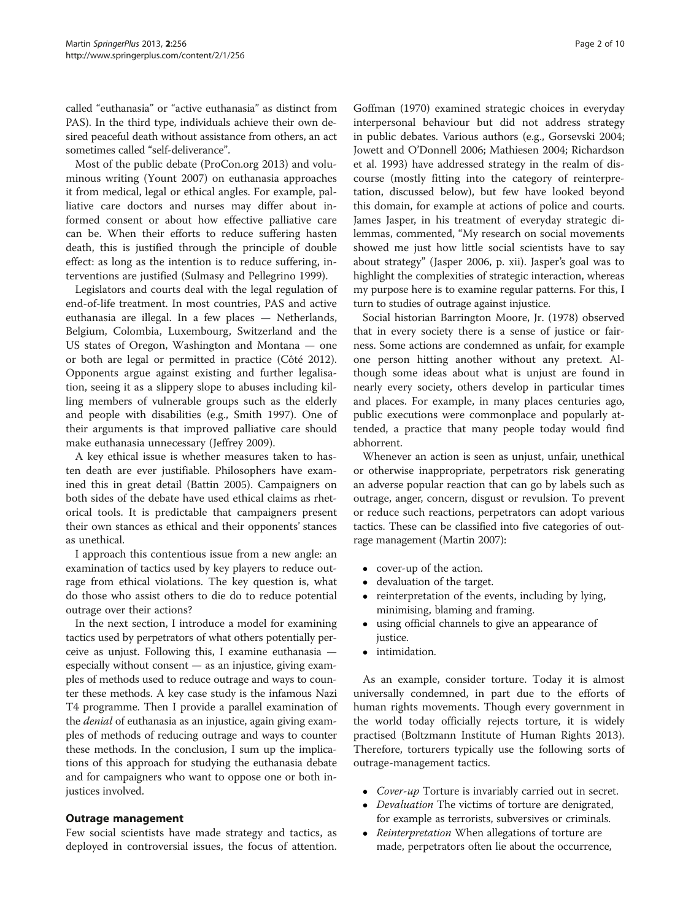called "euthanasia" or "active euthanasia" as distinct from PAS). In the third type, individuals achieve their own desired peaceful death without assistance from others, an act sometimes called "self-deliverance".

Most of the public debate (ProCon.org 2013) and voluminous writing (Yount 2007) on euthanasia approaches it from medical, legal or ethical angles. For example, palliative care doctors and nurses may differ about informed consent or about how effective palliative care can be. When their efforts to reduce suffering hasten death, this is justified through the principle of double effect: as long as the intention is to reduce suffering, interventions are justified (Sulmasy and Pellegrino 1999).

Legislators and courts deal with the legal regulation of end-of-life treatment. In most countries, PAS and active euthanasia are illegal. In a few places — Netherlands, Belgium, Colombia, Luxembourg, Switzerland and the US states of Oregon, Washington and Montana — one or both are legal or permitted in practice (Côté 2012). Opponents argue against existing and further legalisation, seeing it as a slippery slope to abuses including killing members of vulnerable groups such as the elderly and people with disabilities (e.g., Smith 1997). One of their arguments is that improved palliative care should make euthanasia unnecessary (Jeffrey 2009).

A key ethical issue is whether measures taken to hasten death are ever justifiable. Philosophers have examined this in great detail (Battin 2005). Campaigners on both sides of the debate have used ethical claims as rhetorical tools. It is predictable that campaigners present their own stances as ethical and their opponents' stances as unethical.

I approach this contentious issue from a new angle: an examination of tactics used by key players to reduce outrage from ethical violations. The key question is, what do those who assist others to die do to reduce potential outrage over their actions?

In the next section, I introduce a model for examining tactics used by perpetrators of what others potentially perceive as unjust. Following this, I examine euthanasia — especially without consent — as an injustice, giving examples of methods used to reduce outrage and ways to counter these methods. A key case study is the infamous Nazi T4 programme. Then I provide a parallel examination of the *denial* of euthanasia as an injustice, again giving examples of methods of reducing outrage and ways to counter these methods. In the conclusion, I sum up the implications of this approach for studying the euthanasia debate and for campaigners who want to oppose one or both injustices involved.

## Outrage management

Few social scientists have made strategy and tactics, as deployed in controversial issues, the focus of attention. Goffman (1970) examined strategic choices in everyday interpersonal behaviour but did not address strategy in public debates. Various authors (e.g., Gorsevski 2004; Jowett and O'Donnell 2006; Mathiesen 2004; Richardson et al. 1993) have addressed strategy in the realm of discourse (mostly fitting into the category of reinterpretation, discussed below), but few have looked beyond this domain, for example at actions of police and courts. James Jasper, in his treatment of everyday strategic dilemmas, commented, "My research on social movements showed me just how little social scientists have to say about strategy" (Jasper 2006, p. xii). Jasper's goal was to highlight the complexities of strategic interaction, whereas my purpose here is to examine regular patterns. For this, I turn to studies of outrage against injustice.

Social historian Barrington Moore, Jr. (1978) observed that in every society there is a sense of justice or fairness. Some actions are condemned as unfair, for example one person hitting another without any pretext. Although some ideas about what is unjust are found in nearly every society, others develop in particular times and places. For example, in many places centuries ago, public executions were commonplace and popularly attended, a practice that many people today would find abhorrent.

Whenever an action is seen as unjust, unfair, unethical or otherwise inappropriate, perpetrators risk generating an adverse popular reaction that can go by labels such as outrage, anger, concern, disgust or revulsion. To prevent or reduce such reactions, perpetrators can adopt various tactics. These can be classified into five categories of outrage management (Martin 2007):

- cover-up of the action.
- devaluation of the target.
- reinterpretation of the events, including by lying, minimising, blaming and framing.
- using official channels to give an appearance of justice.
- intimidation.

As an example, consider torture. Today it is almost universally condemned, in part due to the efforts of human rights movements. Though every government in the world today officially rejects torture, it is widely practised (Boltzmann Institute of Human Rights 2013). Therefore, torturers typically use the following sorts of outrage-management tactics.

- *Cover-up* Torture is invariably carried out in secret.
- *Devaluation* The victims of torture are denigrated, for example as terrorists, subversives or criminals.
- *Reinterpretation* When allegations of torture are made, perpetrators often lie about the occurrence,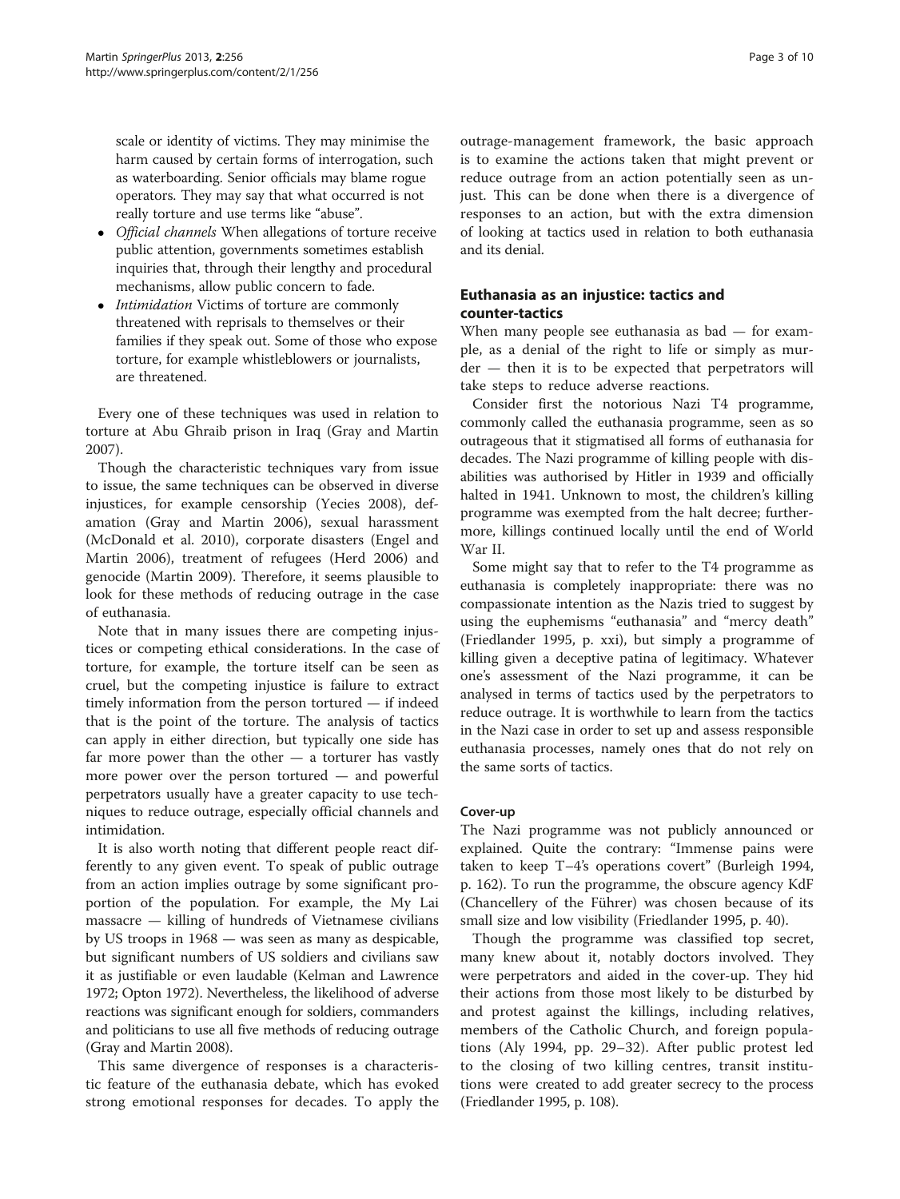scale or identity of victims. They may minimise the harm caused by certain forms of interrogation, such as waterboarding. Senior officials may blame rogue operators. They may say that what occurred is not really torture and use terms like "abuse".

- *Official channels* When allegations of torture receive public attention, governments sometimes establish inquiries that, through their lengthy and procedural mechanisms, allow public concern to fade.
- *Intimidation* Victims of torture are commonly threatened with reprisals to themselves or their families if they speak out. Some of those who expose torture, for example whistleblowers or journalists, are threatened.

Every one of these techniques was used in relation to torture at Abu Ghraib prison in Iraq (Gray and Martin 2007).

Though the characteristic techniques vary from issue to issue, the same techniques can be observed in diverse injustices, for example censorship (Yecies 2008), defamation (Gray and Martin 2006), sexual harassment (McDonald et al. 2010), corporate disasters (Engel and Martin 2006), treatment of refugees (Herd 2006) and genocide (Martin 2009). Therefore, it seems plausible to look for these methods of reducing outrage in the case of euthanasia.

Note that in many issues there are competing injustices or competing ethical considerations. In the case of torture, for example, the torture itself can be seen as cruel, but the competing injustice is failure to extract timely information from the person tortured — if indeed that is the point of the torture. The analysis of tactics can apply in either direction, but typically one side has far more power than the other — a torturer has vastly more power over the person tortured — and powerful perpetrators usually have a greater capacity to use techniques to reduce outrage, especially official channels and intimidation.

It is also worth noting that different people react differently to any given event. To speak of public outrage from an action implies outrage by some significant proportion of the population. For example, the My Lai massacre — killing of hundreds of Vietnamese civilians by US troops in 1968 — was seen as many as despicable, but significant numbers of US soldiers and civilians saw it as justifiable or even laudable (Kelman and Lawrence 1972; Opton 1972). Nevertheless, the likelihood of adverse reactions was significant enough for soldiers, commanders and politicians to use all five methods of reducing outrage (Gray and Martin 2008).

This same divergence of responses is a characteristic feature of the euthanasia debate, which has evoked strong emotional responses for decades. To apply the outrage-management framework, the basic approach is to examine the actions taken that might prevent or reduce outrage from an action potentially seen as unjust. This can be done when there is a divergence of responses to an action, but with the extra dimension of looking at tactics used in relation to both euthanasia and its denial.

## Euthanasia as an injustice: tactics and counter-tactics

When many people see euthanasia as bad — for example, as a denial of the right to life or simply as murder — then it is to be expected that perpetrators will take steps to reduce adverse reactions.

Consider first the notorious Nazi T4 programme, commonly called the euthanasia programme, seen as so outrageous that it stigmatised all forms of euthanasia for decades. The Nazi programme of killing people with disabilities was authorised by Hitler in 1939 and officially halted in 1941. Unknown to most, the children's killing programme was exempted from the halt decree; furthermore, killings continued locally until the end of World War II.

Some might say that to refer to the T4 programme as euthanasia is completely inappropriate: there was no compassionate intention as the Nazis tried to suggest by using the euphemisms "euthanasia" and "mercy death" (Friedlander 1995, p. xxi), but simply a programme of killing given a deceptive patina of legitimacy. Whatever one's assessment of the Nazi programme, it can be analysed in terms of tactics used by the perpetrators to reduce outrage. It is worthwhile to learn from the tactics in the Nazi case in order to set up and assess responsible euthanasia processes, namely ones that do not rely on the same sorts of tactics.

### Cover-up

The Nazi programme was not publicly announced or explained. Quite the contrary: "Immense pains were taken to keep T–4's operations covert" (Burleigh 1994, p. 162). To run the programme, the obscure agency KdF (Chancellery of the Führer) was chosen because of its small size and low visibility (Friedlander 1995, p. 40).

Though the programme was classified top secret, many knew about it, notably doctors involved. They were perpetrators and aided in the cover-up. They hid their actions from those most likely to be disturbed by and protest against the killings, including relatives, members of the Catholic Church, and foreign populations (Aly 1994, pp. 29–32). After public protest led to the closing of two killing centres, transit institutions were created to add greater secrecy to the process (Friedlander 1995, p. 108).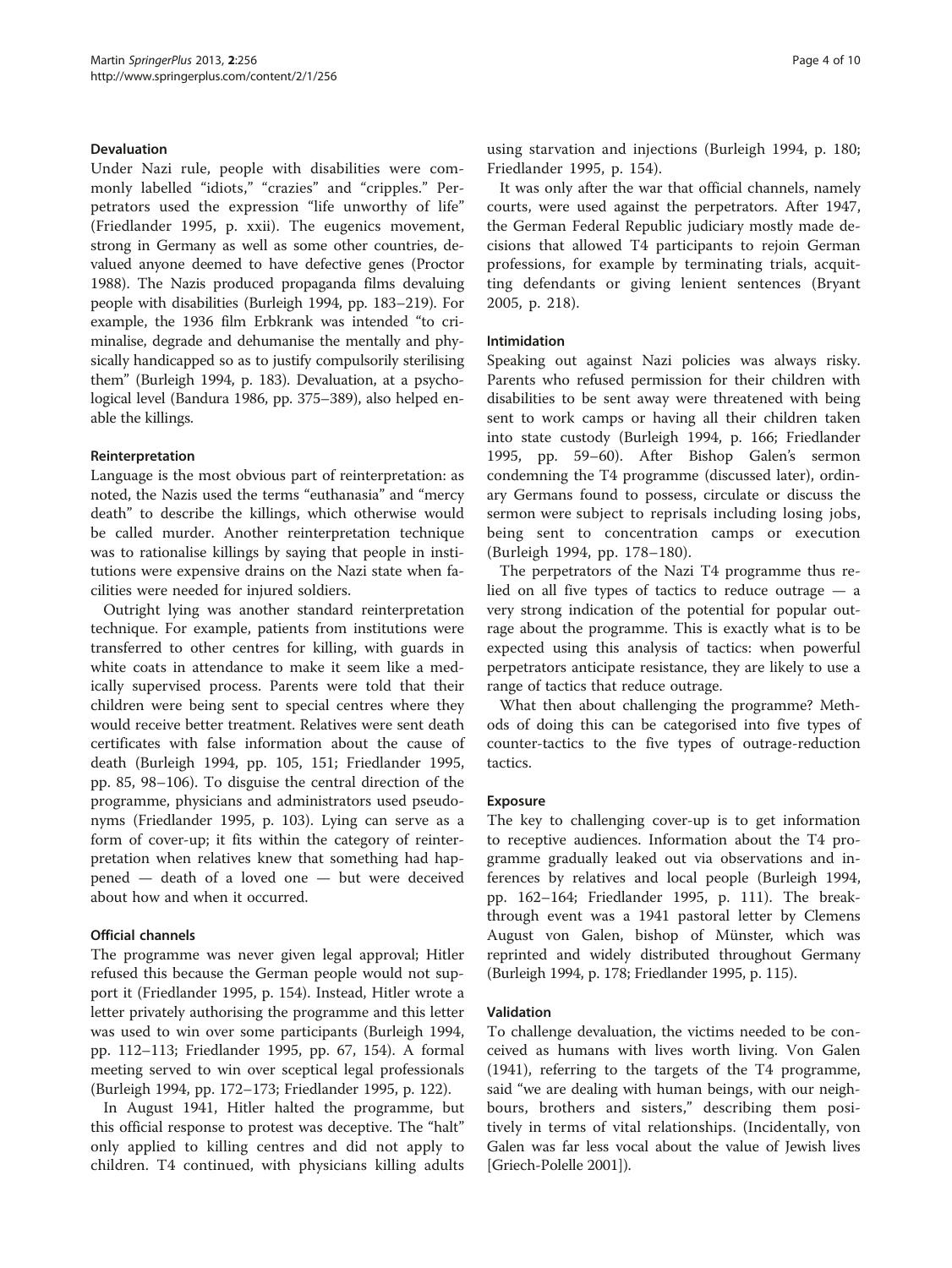### Devaluation

Under Nazi rule, people with disabilities were commonly labelled "idiots," "crazies" and "cripples." Perpetrators used the expression "life unworthy of life" (Friedlander 1995, p. xxii). The eugenics movement, strong in Germany as well as some other countries, devalued anyone deemed to have defective genes (Proctor 1988). The Nazis produced propaganda films devaluing people with disabilities (Burleigh 1994, pp. 183–219). For example, the 1936 film Erbkrank was intended "to criminalise, degrade and dehumanise the mentally and physically handicapped so as to justify compulsorily sterilising them" (Burleigh 1994, p. 183). Devaluation, at a psychological level (Bandura 1986, pp. 375–389), also helped enable the killings.

### Reinterpretation

Language is the most obvious part of reinterpretation: as noted, the Nazis used the terms "euthanasia" and "mercy death" to describe the killings, which otherwise would be called murder. Another reinterpretation technique was to rationalise killings by saying that people in institutions were expensive drains on the Nazi state when facilities were needed for injured soldiers.

Outright lying was another standard reinterpretation technique. For example, patients from institutions were transferred to other centres for killing, with guards in white coats in attendance to make it seem like a medically supervised process. Parents were told that their children were being sent to special centres where they would receive better treatment. Relatives were sent death certificates with false information about the cause of death (Burleigh 1994, pp. 105, 151; Friedlander 1995, pp. 85, 98–106). To disguise the central direction of the programme, physicians and administrators used pseudonyms (Friedlander 1995, p. 103). Lying can serve as a form of cover-up; it fits within the category of reinterpretation when relatives knew that something had happened — death of a loved one — but were deceived about how and when it occurred.

### Official channels

The programme was never given legal approval; Hitler refused this because the German people would not support it (Friedlander 1995, p. 154). Instead, Hitler wrote a letter privately authorising the programme and this letter was used to win over some participants (Burleigh 1994, pp. 112–113; Friedlander 1995, pp. 67, 154). A formal meeting served to win over sceptical legal professionals (Burleigh 1994, pp. 172–173; Friedlander 1995, p. 122).

In August 1941, Hitler halted the programme, but this official response to protest was deceptive. The "halt" only applied to killing centres and did not apply to children. T4 continued, with physicians killing adults using starvation and injections (Burleigh 1994, p. 180; Friedlander 1995, p. 154).

It was only after the war that official channels, namely courts, were used against the perpetrators. After 1947, the German Federal Republic judiciary mostly made decisions that allowed T4 participants to rejoin German professions, for example by terminating trials, acquitting defendants or giving lenient sentences (Bryant 2005, p. 218).

### Intimidation

Speaking out against Nazi policies was always risky. Parents who refused permission for their children with disabilities to be sent away were threatened with being sent to work camps or having all their children taken into state custody (Burleigh 1994, p. 166; Friedlander 1995, pp. 59–60). After Bishop Galen's sermon condemning the T4 programme (discussed later), ordinary Germans found to possess, circulate or discuss the sermon were subject to reprisals including losing jobs, being sent to concentration camps or execution (Burleigh 1994, pp. 178–180).

The perpetrators of the Nazi T4 programme thus relied on all five types of tactics to reduce outrage — a very strong indication of the potential for popular outrage about the programme. This is exactly what is to be expected using this analysis of tactics: when powerful perpetrators anticipate resistance, they are likely to use a range of tactics that reduce outrage.

What then about challenging the programme? Methods of doing this can be categorised into five types of counter-tactics to the five types of outrage-reduction tactics.

### Exposure

The key to challenging cover-up is to get information to receptive audiences. Information about the T4 programme gradually leaked out via observations and inferences by relatives and local people (Burleigh 1994, pp. 162–164; Friedlander 1995, p. 111). The breakthrough event was a 1941 pastoral letter by Clemens August von Galen, bishop of Münster, which was reprinted and widely distributed throughout Germany (Burleigh 1994, p. 178; Friedlander 1995, p. 115).

### Validation

To challenge devaluation, the victims needed to be conceived as humans with lives worth living. Von Galen (1941), referring to the targets of the T4 programme, said "we are dealing with human beings, with our neighbours, brothers and sisters," describing them positively in terms of vital relationships. (Incidentally, von Galen was far less vocal about the value of Jewish lives [Griech-Polelle 2001]).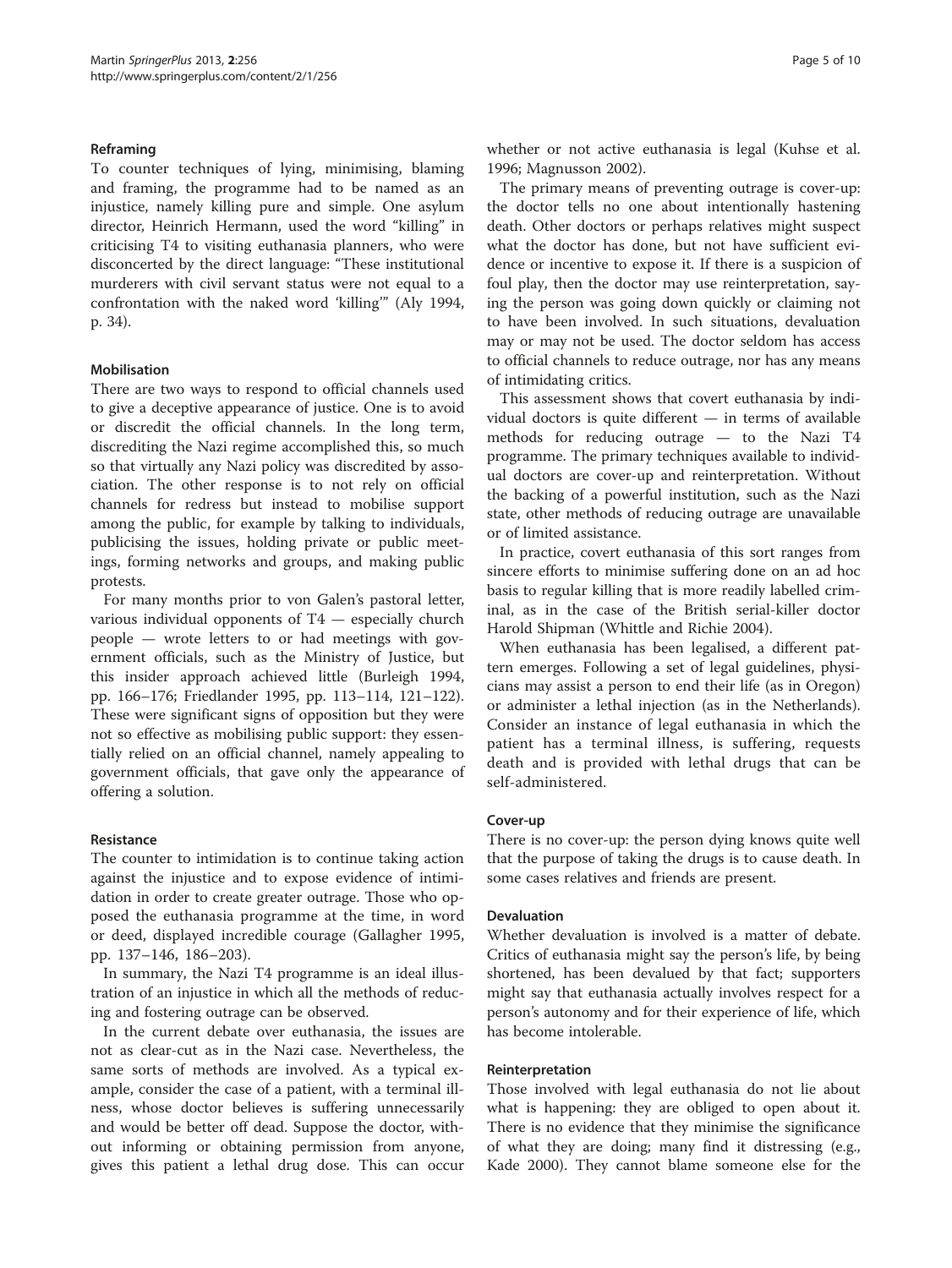### Reframing

To counter techniques of lying, minimising, blaming and framing, the programme had to be named as an injustice, namely killing pure and simple. One asylum director, Heinrich Hermann, used the word "killing" in criticising T4 to visiting euthanasia planners, who were disconcerted by the direct language: "These institutional murderers with civil servant status were not equal to a confrontation with the naked word 'killing'" (Aly 1994, p. 34).

### Mobilisation

There are two ways to respond to official channels used to give a deceptive appearance of justice. One is to avoid or discredit the official channels. In the long term, discrediting the Nazi regime accomplished this, so much so that virtually any Nazi policy was discredited by association. The other response is to not rely on official channels for redress but instead to mobilise support among the public, for example by talking to individuals, publicising the issues, holding private or public meetings, forming networks and groups, and making public protests.

For many months prior to von Galen's pastoral letter, various individual opponents of T4 — especially church people — wrote letters to or had meetings with government officials, such as the Ministry of Justice, but this insider approach achieved little (Burleigh 1994, pp. 166–176; Friedlander 1995, pp. 113–114, 121–122). These were significant signs of opposition but they were not so effective as mobilising public support: they essentially relied on an official channel, namely appealing to government officials, that gave only the appearance of offering a solution.

### Resistance

The counter to intimidation is to continue taking action against the injustice and to expose evidence of intimidation in order to create greater outrage. Those who opposed the euthanasia programme at the time, in word or deed, displayed incredible courage (Gallagher 1995, pp. 137–146, 186–203).

In summary, the Nazi T4 programme is an ideal illustration of an injustice in which all the methods of reducing and fostering outrage can be observed.

In the current debate over euthanasia, the issues are not as clear-cut as in the Nazi case. Nevertheless, the same sorts of methods are involved. As a typical example, consider the case of a patient, with a terminal illness, whose doctor believes is suffering unnecessarily and would be better off dead. Suppose the doctor, without informing or obtaining permission from anyone, gives this patient a lethal drug dose. This can occur whether or not active euthanasia is legal (Kuhse et al. 1996; Magnusson 2002).

The primary means of preventing outrage is cover-up: the doctor tells no one about intentionally hastening death. Other doctors or perhaps relatives might suspect what the doctor has done, but not have sufficient evidence or incentive to expose it. If there is a suspicion of foul play, then the doctor may use reinterpretation, saying the person was going down quickly or claiming not to have been involved. In such situations, devaluation may or may not be used. The doctor seldom has access to official channels to reduce outrage, nor has any means of intimidating critics.

This assessment shows that covert euthanasia by individual doctors is quite different — in terms of available methods for reducing outrage — to the Nazi T4 programme. The primary techniques available to individual doctors are cover-up and reinterpretation. Without the backing of a powerful institution, such as the Nazi state, other methods of reducing outrage are unavailable or of limited assistance.

In practice, covert euthanasia of this sort ranges from sincere efforts to minimise suffering done on an ad hoc basis to regular killing that is more readily labelled criminal, as in the case of the British serial-killer doctor Harold Shipman (Whittle and Richie 2004).

When euthanasia has been legalised, a different pattern emerges. Following a set of legal guidelines, physicians may assist a person to end their life (as in Oregon) or administer a lethal injection (as in the Netherlands). Consider an instance of legal euthanasia in which the patient has a terminal illness, is suffering, requests death and is provided with lethal drugs that can be self-administered.

### Cover-up

There is no cover-up: the person dying knows quite well that the purpose of taking the drugs is to cause death. In some cases relatives and friends are present.

### Devaluation

Whether devaluation is involved is a matter of debate. Critics of euthanasia might say the person's life, by being shortened, has been devalued by that fact; supporters might say that euthanasia actually involves respect for a person's autonomy and for their experience of life, which has become intolerable.

### Reinterpretation

Those involved with legal euthanasia do not lie about what is happening: they are obliged to open about it. There is no evidence that they minimise the significance of what they are doing; many find it distressing (e.g., Kade 2000). They cannot blame someone else for the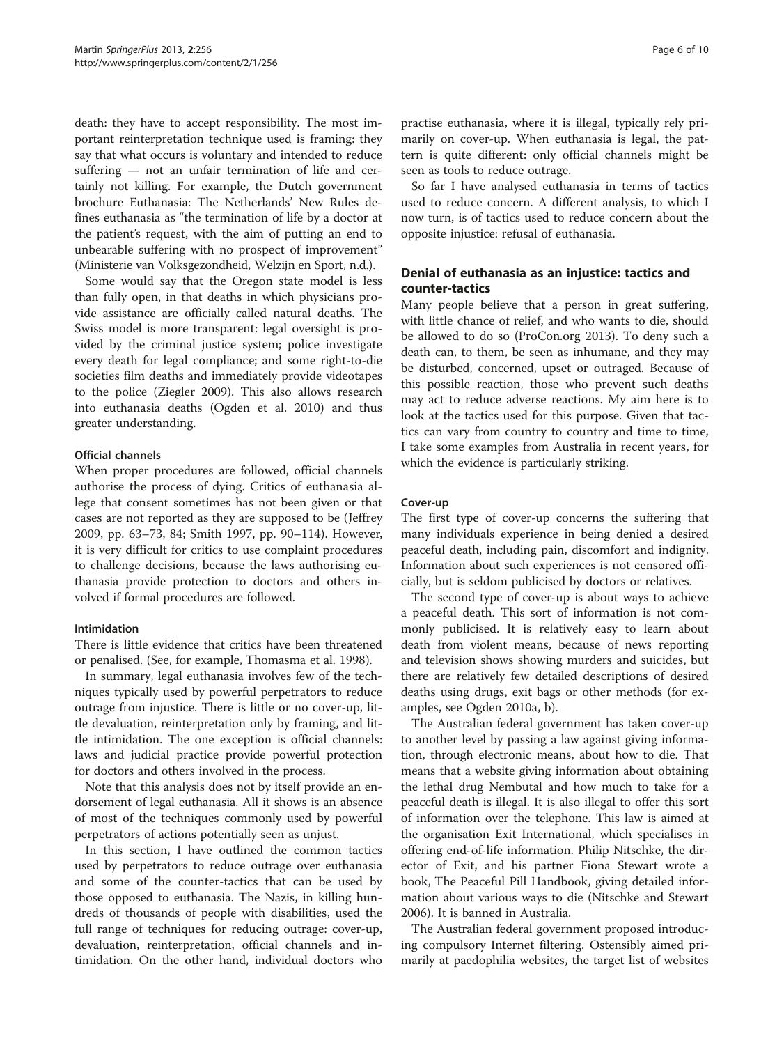death: they have to accept responsibility. The most important reinterpretation technique used is framing: they say that what occurs is voluntary and intended to reduce suffering — not an unfair termination of life and certainly not killing. For example, the Dutch government brochure Euthanasia: The Netherlands' New Rules defines euthanasia as "the termination of life by a doctor at the patient's request, with the aim of putting an end to unbearable suffering with no prospect of improvement" (Ministerie van Volksgezondheid, Welzijn en Sport, n.d.).

Some would say that the Oregon state model is less than fully open, in that deaths in which physicians provide assistance are officially called natural deaths. The Swiss model is more transparent: legal oversight is provided by the criminal justice system; police investigate every death for legal compliance; and some right-to-die societies film deaths and immediately provide videotapes to the police (Ziegler 2009). This also allows research into euthanasia deaths (Ogden et al. 2010) and thus greater understanding.

#### Official channels

When proper procedures are followed, official channels authorise the process of dying. Critics of euthanasia allege that consent sometimes has not been given or that cases are not reported as they are supposed to be (Jeffrey 2009, pp. 63–73, 84; Smith 1997, pp. 90–114). However, it is very difficult for critics to use complaint procedures to challenge decisions, because the laws authorising euthanasia provide protection to doctors and others involved if formal procedures are followed.

#### Intimidation

There is little evidence that critics have been threatened or penalised. (See, for example, Thomasma et al. 1998).

In summary, legal euthanasia involves few of the techniques typically used by powerful perpetrators to reduce outrage from injustice. There is little or no cover-up, little devaluation, reinterpretation only by framing, and little intimidation. The one exception is official channels: laws and judicial practice provide powerful protection for doctors and others involved in the process.

Note that this analysis does not by itself provide an endorsement of legal euthanasia. All it shows is an absence of most of the techniques commonly used by powerful perpetrators of actions potentially seen as unjust.

In this section, I have outlined the common tactics used by perpetrators to reduce outrage over euthanasia and some of the counter-tactics that can be used by those opposed to euthanasia. The Nazis, in killing hundreds of thousands of people with disabilities, used the full range of techniques for reducing outrage: cover-up, devaluation, reinterpretation, official channels and intimidation. On the other hand, individual doctors who practise euthanasia, where it is illegal, typically rely primarily on cover-up. When euthanasia is legal, the pattern is quite different: only official channels might be seen as tools to reduce outrage.

So far I have analysed euthanasia in terms of tactics used to reduce concern. A different analysis, to which I now turn, is of tactics used to reduce concern about the opposite injustice: refusal of euthanasia.

## Denial of euthanasia as an injustice: tactics and counter-tactics

Many people believe that a person in great suffering, with little chance of relief, and who wants to die, should be allowed to do so (ProCon.org 2013). To deny such a death can, to them, be seen as inhumane, and they may be disturbed, concerned, upset or outraged. Because of this possible reaction, those who prevent such deaths may act to reduce adverse reactions. My aim here is to look at the tactics used for this purpose. Given that tactics can vary from country to country and time to time, I take some examples from Australia in recent years, for which the evidence is particularly striking.

#### Cover-up

The first type of cover-up concerns the suffering that many individuals experience in being denied a desired peaceful death, including pain, discomfort and indignity. Information about such experiences is not censored officially, but is seldom publicised by doctors or relatives.

The second type of cover-up is about ways to achieve a peaceful death. This sort of information is not commonly publicised. It is relatively easy to learn about death from violent means, because of news reporting and television shows showing murders and suicides, but there are relatively few detailed descriptions of desired deaths using drugs, exit bags or other methods (for examples, see Ogden 2010a, b).

The Australian federal government has taken cover-up to another level by passing a law against giving information, through electronic means, about how to die. That means that a website giving information about obtaining the lethal drug Nembutal and how much to take for a peaceful death is illegal. It is also illegal to offer this sort of information over the telephone. This law is aimed at the organisation Exit International, which specialises in offering end-of-life information. Philip Nitschke, the director of Exit, and his partner Fiona Stewart wrote a book, The Peaceful Pill Handbook, giving detailed information about various ways to die (Nitschke and Stewart 2006). It is banned in Australia.

The Australian federal government proposed introducing compulsory Internet filtering. Ostensibly aimed primarily at paedophilia websites, the target list of websites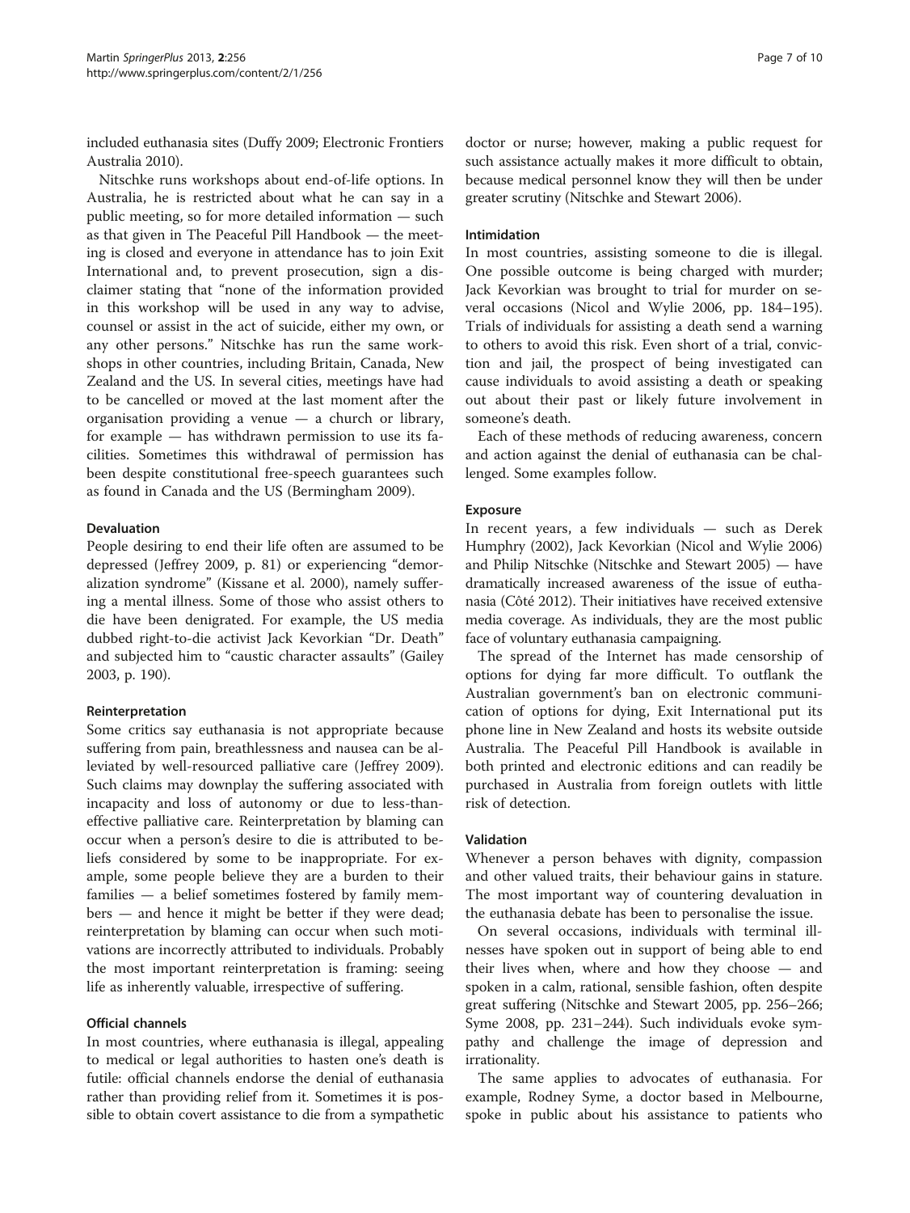included euthanasia sites (Duffy 2009; Electronic Frontiers Australia 2010).

Nitschke runs workshops about end-of-life options. In Australia, he is restricted about what he can say in a public meeting, so for more detailed information — such as that given in The Peaceful Pill Handbook — the meeting is closed and everyone in attendance has to join Exit International and, to prevent prosecution, sign a disclaimer stating that "none of the information provided in this workshop will be used in any way to advise, counsel or assist in the act of suicide, either my own, or any other persons." Nitschke has run the same workshops in other countries, including Britain, Canada, New Zealand and the US. In several cities, meetings have had to be cancelled or moved at the last moment after the organisation providing a venue — a church or library, for example — has withdrawn permission to use its facilities. Sometimes this withdrawal of permission has been despite constitutional free-speech guarantees such as found in Canada and the US (Bermingham 2009).

### Devaluation

People desiring to end their life often are assumed to be depressed (Jeffrey 2009, p. 81) or experiencing "demoralization syndrome" (Kissane et al. 2000), namely suffering a mental illness. Some of those who assist others to die have been denigrated. For example, the US media dubbed right-to-die activist Jack Kevorkian "Dr. Death" and subjected him to "caustic character assaults" (Gailey 2003, p. 190).

### Reinterpretation

Some critics say euthanasia is not appropriate because suffering from pain, breathlessness and nausea can be alleviated by well-resourced palliative care (Jeffrey 2009). Such claims may downplay the suffering associated with incapacity and loss of autonomy or due to less-than-effective palliative care. Reinterpretation by blaming can occur when a person's desire to die is attributed to beliefs considered by some to be inappropriate. For example, some people believe they are a burden to their families — a belief sometimes fostered by family members — and hence it might be better if they were dead; reinterpretation by blaming can occur when such motivations are incorrectly attributed to individuals. Probably the most important reinterpretation is framing: seeing life as inherently valuable, irrespective of suffering.

### Official channels

In most countries, where euthanasia is illegal, appealing to medical or legal authorities to hasten one's death is futile: official channels endorse the denial of euthanasia rather than providing relief from it. Sometimes it is possible to obtain covert assistance to die from a sympathetic doctor or nurse; however, making a public request for such assistance actually makes it more difficult to obtain, because medical personnel know they will then be under greater scrutiny (Nitschke and Stewart 2006).

### Intimidation

In most countries, assisting someone to die is illegal. One possible outcome is being charged with murder; Jack Kevorkian was brought to trial for murder on several occasions (Nicol and Wylie 2006, pp. 184–195). Trials of individuals for assisting a death send a warning to others to avoid this risk. Even short of a trial, conviction and jail, the prospect of being investigated can cause individuals to avoid assisting a death or speaking out about their past or likely future involvement in someone's death.

Each of these methods of reducing awareness, concern and action against the denial of euthanasia can be challenged. Some examples follow.

### Exposure

In recent years, a few individuals — such as Derek Humphry (2002), Jack Kevorkian (Nicol and Wylie 2006) and Philip Nitschke (Nitschke and Stewart 2005) — have dramatically increased awareness of the issue of euthanasia (Côté 2012). Their initiatives have received extensive media coverage. As individuals, they are the most public face of voluntary euthanasia campaigning.

The spread of the Internet has made censorship of options for dying far more difficult. To outflank the Australian government's ban on electronic communication of options for dying, Exit International put its phone line in New Zealand and hosts its website outside Australia. The Peaceful Pill Handbook is available in both printed and electronic editions and can readily be purchased in Australia from foreign outlets with little risk of detection.

### Validation

Whenever a person behaves with dignity, compassion and other valued traits, their behaviour gains in stature. The most important way of countering devaluation in the euthanasia debate has been to personalise the issue.

On several occasions, individuals with terminal illnesses have spoken out in support of being able to end their lives when, where and how they choose — and spoken in a calm, rational, sensible fashion, often despite great suffering (Nitschke and Stewart 2005, pp. 256–266; Syme 2008, pp. 231–244). Such individuals evoke sympathy and challenge the image of depression and irrationality.

The same applies to advocates of euthanasia. For example, Rodney Syme, a doctor based in Melbourne, spoke in public about his assistance to patients who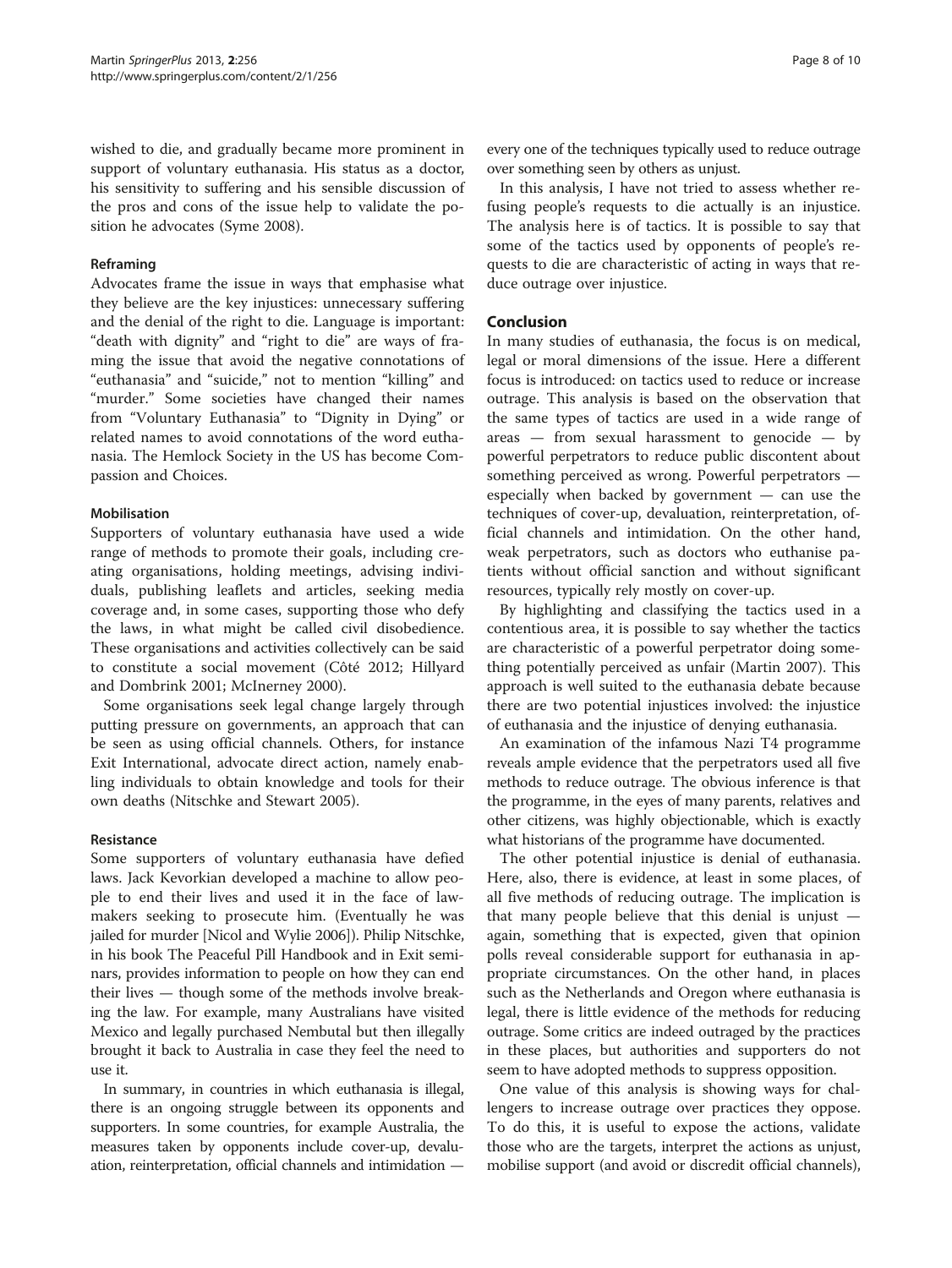wished to die, and gradually became more prominent in support of voluntary euthanasia. His status as a doctor, his sensitivity to suffering and his sensible discussion of the pros and cons of the issue help to validate the position he advocates (Syme 2008).

#### Reframing

Advocates frame the issue in ways that emphasise what they believe are the key injustices: unnecessary suffering and the denial of the right to die. Language is important: "death with dignity" and "right to die" are ways of framing the issue that avoid the negative connotations of "euthanasia" and "suicide," not to mention "killing" and "murder." Some societies have changed their names from "Voluntary Euthanasia" to "Dignity in Dying" or related names to avoid connotations of the word euthanasia. The Hemlock Society in the US has become Compassion and Choices.

#### Mobilisation

Supporters of voluntary euthanasia have used a wide range of methods to promote their goals, including creating organisations, holding meetings, advising individuals, publishing leaflets and articles, seeking media coverage and, in some cases, supporting those who defy the laws, in what might be called civil disobedience. These organisations and activities collectively can be said to constitute a social movement (Côté 2012; Hillyard and Dombrink 2001; McInerney 2000).

Some organisations seek legal change largely through putting pressure on governments, an approach that can be seen as using official channels. Others, for instance Exit International, advocate direct action, namely enabling individuals to obtain knowledge and tools for their own deaths (Nitschke and Stewart 2005).

#### Resistance

Some supporters of voluntary euthanasia have defied laws. Jack Kevorkian developed a machine to allow people to end their lives and used it in the face of lawmakers seeking to prosecute him. (Eventually he was jailed for murder [Nicol and Wylie 2006]). Philip Nitschke, in his book The Peaceful Pill Handbook and in Exit seminars, provides information to people on how they can end their lives — though some of the methods involve breaking the law. For example, many Australians have visited Mexico and legally purchased Nembutal but then illegally brought it back to Australia in case they feel the need to use it.

In summary, in countries in which euthanasia is illegal, there is an ongoing struggle between its opponents and supporters. In some countries, for example Australia, the measures taken by opponents include cover-up, devaluation, reinterpretation, official channels and intimidation — every one of the techniques typically used to reduce outrage over something seen by others as unjust.

In this analysis, I have not tried to assess whether refusing people's requests to die actually is an injustice. The analysis here is of tactics. It is possible to say that some of the tactics used by opponents of people's requests to die are characteristic of acting in ways that reduce outrage over injustice.

## Conclusion

In many studies of euthanasia, the focus is on medical, legal or moral dimensions of the issue. Here a different focus is introduced: on tactics used to reduce or increase outrage. This analysis is based on the observation that the same types of tactics are used in a wide range of areas — from sexual harassment to genocide — by powerful perpetrators to reduce public discontent about something perceived as wrong. Powerful perpetrators — especially when backed by government — can use the techniques of cover-up, devaluation, reinterpretation, official channels and intimidation. On the other hand, weak perpetrators, such as doctors who euthanise patients without official sanction and without significant resources, typically rely mostly on cover-up.

By highlighting and classifying the tactics used in a contentious area, it is possible to say whether the tactics are characteristic of a powerful perpetrator doing something potentially perceived as unfair (Martin 2007). This approach is well suited to the euthanasia debate because there are two potential injustices involved: the injustice of euthanasia and the injustice of denying euthanasia.

An examination of the infamous Nazi T4 programme reveals ample evidence that the perpetrators used all five methods to reduce outrage. The obvious inference is that the programme, in the eyes of many parents, relatives and other citizens, was highly objectionable, which is exactly what historians of the programme have documented.

The other potential injustice is denial of euthanasia. Here, also, there is evidence, at least in some places, of all five methods of reducing outrage. The implication is that many people believe that this denial is unjust — again, something that is expected, given that opinion polls reveal considerable support for euthanasia in appropriate circumstances. On the other hand, in places such as the Netherlands and Oregon where euthanasia is legal, there is little evidence of the methods for reducing outrage. Some critics are indeed outraged by the practices in these places, but authorities and supporters do not seem to have adopted methods to suppress opposition.

One value of this analysis is showing ways for challengers to increase outrage over practices they oppose. To do this, it is useful to expose the actions, validate those who are the targets, interpret the actions as unjust, mobilise support (and avoid or discredit official channels),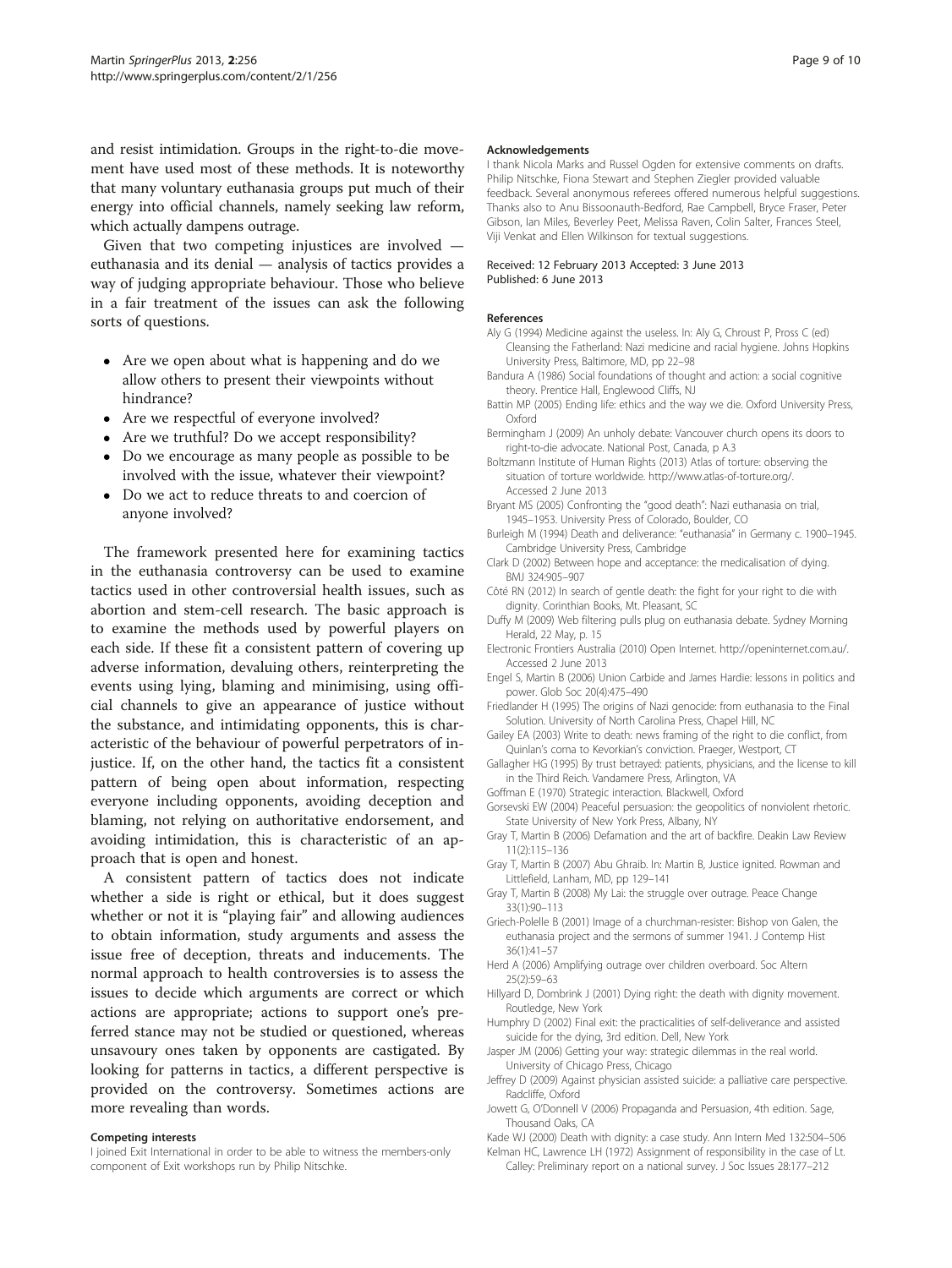and resist intimidation. Groups in the right-to-die movement have used most of these methods. It is noteworthy that many voluntary euthanasia groups put much of their energy into official channels, namely seeking law reform, which actually dampens outrage.

Given that two competing injustices are involved — euthanasia and its denial — analysis of tactics provides a way of judging appropriate behaviour. Those who believe in a fair treatment of the issues can ask the following sorts of questions.

- Are we open about what is happening and do we allow others to present their viewpoints without hindrance?
- Are we respectful of everyone involved?
- Are we truthful? Do we accept responsibility?
- Do we encourage as many people as possible to be involved with the issue, whatever their viewpoint?
- Do we act to reduce threats to and coercion of anyone involved?

The framework presented here for examining tactics in the euthanasia controversy can be used to examine tactics used in other controversial health issues, such as abortion and stem-cell research. The basic approach is to examine the methods used by powerful players on each side. If these fit a consistent pattern of covering up adverse information, devaluing others, reinterpreting the events using lying, blaming and minimising, using official channels to give an appearance of justice without the substance, and intimidating opponents, this is characteristic of the behaviour of powerful perpetrators of injustice. If, on the other hand, the tactics fit a consistent pattern of being open about information, respecting everyone including opponents, avoiding deception and blaming, not relying on authoritative endorsement, and avoiding intimidation, this is characteristic of an approach that is open and honest.

A consistent pattern of tactics does not indicate whether a side is right or ethical, but it does suggest whether or not it is "playing fair" and allowing audiences to obtain information, study arguments and assess the issue free of deception, threats and inducements. The normal approach to health controversies is to assess the issues to decide which arguments are correct or which actions are appropriate; actions to support one's preferred stance may not be studied or questioned, whereas unsavoury ones taken by opponents are castigated. By looking for patterns in tactics, a different perspective is provided on the controversy. Sometimes actions are more revealing than words.

#### Competing interests

I joined Exit International in order to be able to witness the members-only component of Exit workshops run by Philip Nitschke.

#### Acknowledgements

I thank Nicola Marks and Russel Ogden for extensive comments on drafts. Philip Nitschke, Fiona Stewart and Stephen Ziegler provided valuable feedback. Several anonymous referees offered numerous helpful suggestions. Thanks also to Anu Bissoonauth-Bedford, Rae Campbell, Bryce Fraser, Peter Gibson, Ian Miles, Beverley Peet, Melissa Raven, Colin Salter, Frances Steel, Viji Venkat and Ellen Wilkinson for textual suggestions.

Received: 12 February 2013 Accepted: 3 June 2013
Published: 6 June 2013

#### References

Aly G (1994) Medicine against the useless. In: Aly G, Chroust P, Pross C (ed) Cleansing the Fatherland: Nazi medicine and racial hygiene. Johns Hopkins University Press, Baltimore, MD, pp 22–98

Bandura A (1986) Social foundations of thought and action: a social cognitive theory. Prentice Hall, Englewood Cliffs, NJ

Battin MP (2005) Ending life: ethics and the way we die. Oxford University Press, Oxford

Bermingham J (2009) An unholy debate: Vancouver church opens its doors to right-to-die advocate. National Post, Canada, p A.3

Boltzmann Institute of Human Rights (2013) Atlas of torture: observing the situation of torture worldwide. http://www.atlas-of-torture.org/. Accessed 2 June 2013

Bryant MS (2005) Confronting the "good death": Nazi euthanasia on trial, 1945–1953. University Press of Colorado, Boulder, CO

Burleigh M (1994) Death and deliverance: "euthanasia" in Germany c. 1900–1945. Cambridge University Press, Cambridge

Clark D (2002) Between hope and acceptance: the medicalisation of dying. BMJ 324:905–907

Côté RN (2012) In search of gentle death: the fight for your right to die with dignity. Corinthian Books, Mt. Pleasant, SC

Duffy M (2009) Web filtering pulls plug on euthanasia debate. Sydney Morning Herald, 22 May, p. 15

Electronic Frontiers Australia (2010) Open Internet. http://openinternet.com.au/. Accessed 2 June 2013

Engel S, Martin B (2006) Union Carbide and James Hardie: lessons in politics and power. Glob Soc 20(4):475–490

Friedlander H (1995) The origins of Nazi genocide: from euthanasia to the Final Solution. University of North Carolina Press, Chapel Hill, NC

Gailey EA (2003) Write to death: news framing of the right to die conflict, from Quinlan's coma to Kevorkian's conviction. Praeger, Westport, CT

Gallagher HG (1995) By trust betrayed: patients, physicians, and the license to kill in the Third Reich. Vandamere Press, Arlington, VA

Goffman E (1970) Strategic interaction. Blackwell, Oxford

Gorsevski EW (2004) Peaceful persuasion: the geopolitics of nonviolent rhetoric. State University of New York Press, Albany, NY

Gray T, Martin B (2006) Defamation and the art of backfire. Deakin Law Review 11(2):115–136

Gray T, Martin B (2007) Abu Ghraib. In: Martin B, Justice ignited. Rowman and Littlefield, Lanham, MD, pp 129–141

Gray T, Martin B (2008) My Lai: the struggle over outrage. Peace Change 33(1):90–113

Griech-Polelle B (2001) Image of a churchman-resister: Bishop von Galen, the euthanasia project and the sermons of summer 1941. J Contemp Hist 36(1):41–57

Herd A (2006) Amplifying outrage over children overboard. Soc Altern 25(2):59–63

Hillyard D, Dombrink J (2001) Dying right: the death with dignity movement. Routledge, New York

Humphry D (2002) Final exit: the practicalities of self-deliverance and assisted suicide for the dying, 3rd edition. Dell, New York

Jasper JM (2006) Getting your way: strategic dilemmas in the real world. University of Chicago Press, Chicago

Jeffrey D (2009) Against physician assisted suicide: a palliative care perspective. Radcliffe, Oxford

Jowett G, O'Donnell V (2006) Propaganda and Persuasion, 4th edition. Sage, Thousand Oaks, CA

Kade WJ (2000) Death with dignity: a case study. Ann Intern Med 132:504–506

Kelman HC, Lawrence LH (1972) Assignment of responsibility in the case of Lt. Calley: Preliminary report on a national survey. J Soc Issues 28:177–212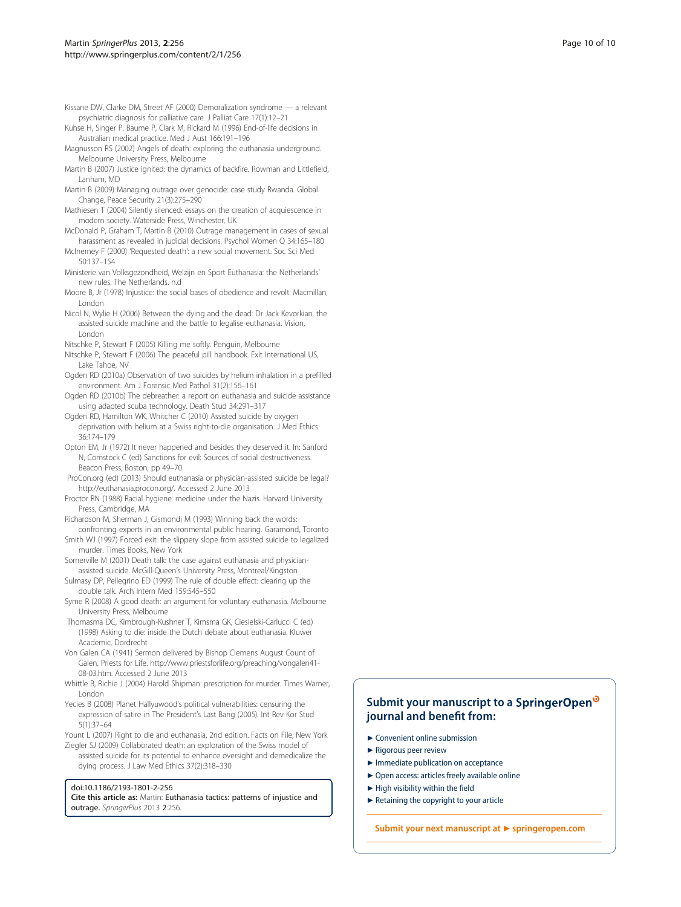Kissane DW, Clarke DM, Street AF (2000) Demoralization syndrome — a relevant psychiatric diagnosis for palliative care. J Palliat Care 17(1):12–21

Kuhse H, Singer P, Baume P, Clark M, Rickard M (1996) End-of-life decisions in Australian medical practice. Med J Aust 166:191–196

Magnusson RS (2002) Angels of death: exploring the euthanasia underground. Melbourne University Press, Melbourne

Martin B (2007) Justice ignited: the dynamics of backfire. Rowman and Littlefield, Lanham, MD

Martin B (2009) Managing outrage over genocide: case study Rwanda. Global Change, Peace Security 21(3):275–290

Mathiesen T (2004) Silently silenced: essays on the creation of acquiescence in modern society. Waterside Press, Winchester, UK

McDonald P, Graham T, Martin B (2010) Outrage management in cases of sexual harassment as revealed in judicial decisions. Psychol Women Q 34:165–180

McInerney F (2000) 'Requested death': a new social movement. Soc Sci Med 50:137–154

Ministerie van Volksgezondheid, Welzijn en Sport Euthanasia: the Netherlands' new rules. The Netherlands. n.d

Moore B, Jr (1978) Injustice: the social bases of obedience and revolt. Macmillan, London

Nicol N, Wylie H (2006) Between the dying and the dead: Dr Jack Kevorkian, the assisted suicide machine and the battle to legalise euthanasia. Vision, London

Nitschke P, Stewart F (2005) Killing me softly. Penguin, Melbourne

Nitschke P, Stewart F (2006) The peaceful pill handbook. Exit International US, Lake Tahoe, NV

Ogden RD (2010a) Observation of two suicides by helium inhalation in a prefilled environment. Am J Forensic Med Pathol 31(2):156–161

Ogden RD (2010b) The debreather: a report on euthanasia and suicide assistance using adapted scuba technology. Death Stud 34:291–317

Ogden RD, Hamilton WK, Whitcher C (2010) Assisted suicide by oxygen deprivation with helium at a Swiss right-to-die organisation. J Med Ethics 36:174–179

Opton EM, Jr (1972) It never happened and besides they deserved it. In: Sanford N, Comstock C (ed) Sanctions for evil: Sources of social destructiveness. Beacon Press, Boston, pp 49–70

ProCon.org (ed) (2013) Should euthanasia or physician-assisted suicide be legal? http://euthanasia.procon.org/. Accessed 2 June 2013

Proctor RN (1988) Racial hygiene: medicine under the Nazis. Harvard University Press, Cambridge, MA

Richardson M, Sherman J, Gismondi M (1993) Winning back the words: confronting experts in an environmental public hearing. Garamond, Toronto

Smith WJ (1997) Forced exit: the slippery slope from assisted suicide to legalized murder. Times Books, New York

Somerville M (2001) Death talk: the case against euthanasia and physician-assisted suicide. McGill-Queen's University Press, Montreal/Kingston

Sulmasy DP, Pellegrino ED (1999) The rule of double effect: clearing up the double talk. Arch Intern Med 159:545–550

Syme R (2008) A good death: an argument for voluntary euthanasia. Melbourne University Press, Melbourne

Thomasma DC, Kimbrough-Kushner T, Kimsma GK, Ciesielski-Carlucci C (ed) (1998) Asking to die: inside the Dutch debate about euthanasia. Kluwer Academic, Dordrecht

Von Galen CA (1941) Sermon delivered by Bishop Clemens August Count of Galen. Priests for Life. http://www.priestsforlife.org/preaching/vongalen41-08-03.htm. Accessed 2 June 2013

Whittle B, Richie J (2004) Harold Shipman: prescription for murder. Times Warner, London

Yecies B (2008) Planet Hallyuwood's political vulnerabilities: censuring the expression of satire in The President's Last Bang (2005). Int Rev Kor Stud 5(1):37–64

Yount L (2007) Right to die and euthanasia, 2nd edition. Facts on File, New York

Ziegler SJ (2009) Collaborated death: an exploration of the Swiss model of assisted suicide for its potential to enhance oversight and demedicalize the dying process. J Law Med Ethics 37(2):318–330

doi:10.1186/2193-1801-2-256

**Cite this article as:** Martin: Euthanasia tactics: patterns of injustice and outrage. *SpringerPlus* 2013 **2**:256.

**Submit your manuscript to a SpringerOpen journal and benefit from:**

- ► Convenient online submission
- ► Rigorous peer review
- ► Immediate publication on acceptance
- ► Open access: articles freely available online
- ► High visibility within the field
- ► Retaining the copyright to your article

**Submit your next manuscript at ► springeropen.com**